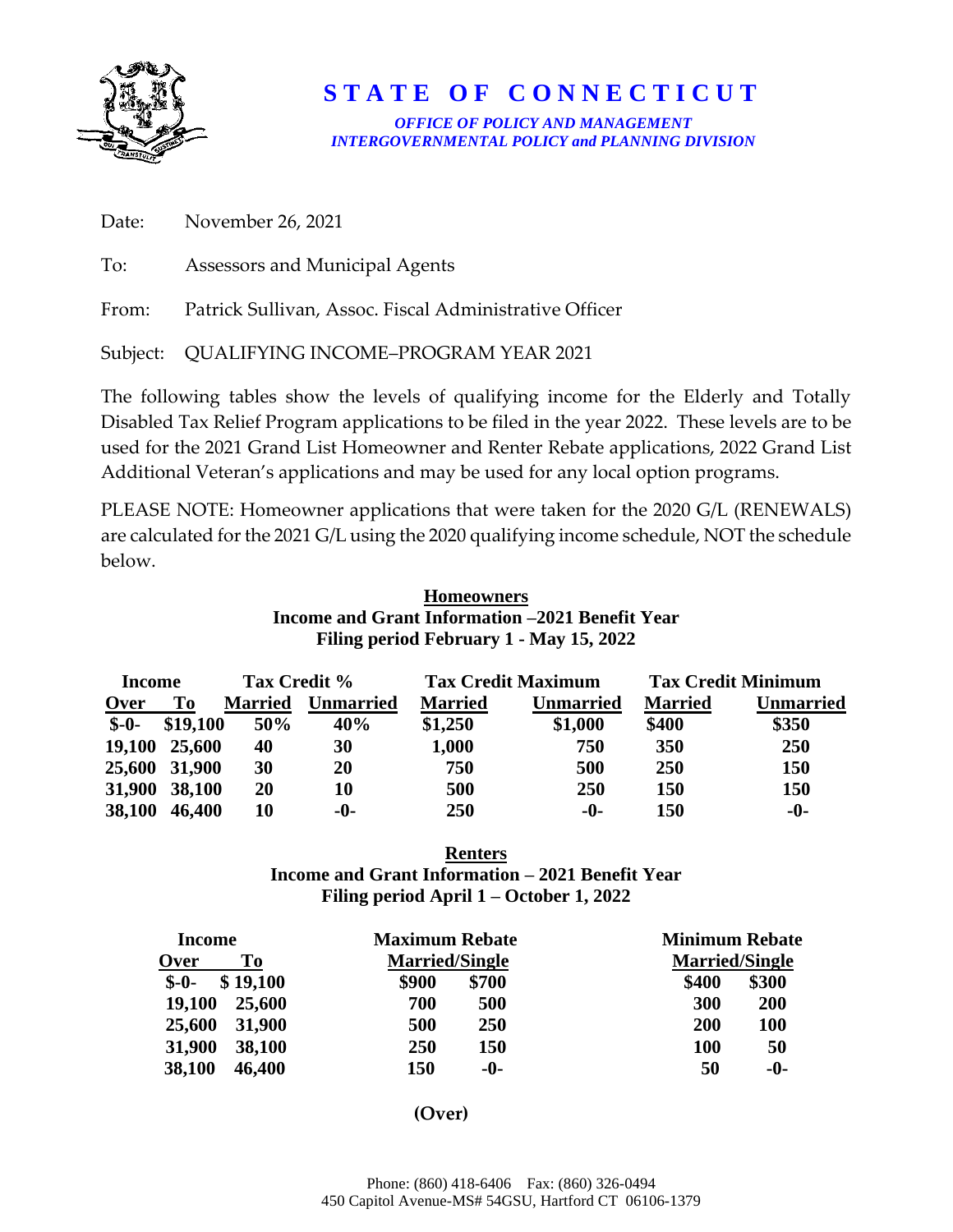# STATE OF CONNECTICUT

*OFFICE OF POLICY AND MANAGEMENT*
*INTERGOVERNMENTAL POLICY and PLANNING DIVISION*

Date: November 26, 2021

To: Assessors and Municipal Agents

From: Patrick Sullivan, Assoc. Fiscal Administrative Officer

Subject: QUALIFYING INCOME–PROGRAM YEAR 2021

The following tables show the levels of qualifying income for the Elderly and Totally Disabled Tax Relief Program applications to be filed in the year 2022. These levels are to be used for the 2021 Grand List Homeowner and Renter Rebate applications, 2022 Grand List Additional Veteran's applications and may be used for any local option programs.

PLEASE NOTE: Homeowner applications that were taken for the 2020 G/L (RENEWALS) are calculated for the 2021 G/L using the 2020 qualifying income schedule, NOT the schedule below.

**Homeowners**
**Income and Grant Information –2021 Benefit Year**
**Filing period February 1 - May 15, 2022**

| Income | | Tax Credit % | | Tax Credit Maximum | | Tax Credit Minimum | |
|---|---|---|---|---|---|---|---|
| Over | To | Married | Unmarried | Married | Unmarried | Married | Unmarried |
| $-0- | $19,100 | 50% | 40% | $1,250 | $1,000 | $400 | $350 |
| 19,100 | 25,600 | 40 | 30 | 1,000 | 750 | 350 | 250 |
| 25,600 | 31,900 | 30 | 20 | 750 | 500 | 250 | 150 |
| 31,900 | 38,100 | 20 | 10 | 500 | 250 | 150 | 150 |
| 38,100 | 46,400 | 10 | -0- | 250 | -0- | 150 | -0- |

**Renters**
**Income and Grant Information – 2021 Benefit Year**
**Filing period April 1 – October 1, 2022**

| Income | | Maximum Rebate | | Minimum Rebate | |
|---|---|---|---|---|---|
| Over | To | Married | Single | Married | Single |
| $-0- | $ 19,100 | $900 | $700 | $400 | $300 |
| 19,100 | 25,600 | 700 | 500 | 300 | 200 |
| 25,600 | 31,900 | 500 | 250 | 200 | 100 |
| 31,900 | 38,100 | 250 | 150 | 100 | 50 |
| 38,100 | 46,400 | 150 | -0- | 50 | -0- |

**(Over)**

Phone: (860) 418-6406 Fax: (860) 326-0494
450 Capitol Avenue-MS# 54GSU, Hartford CT 06106-1379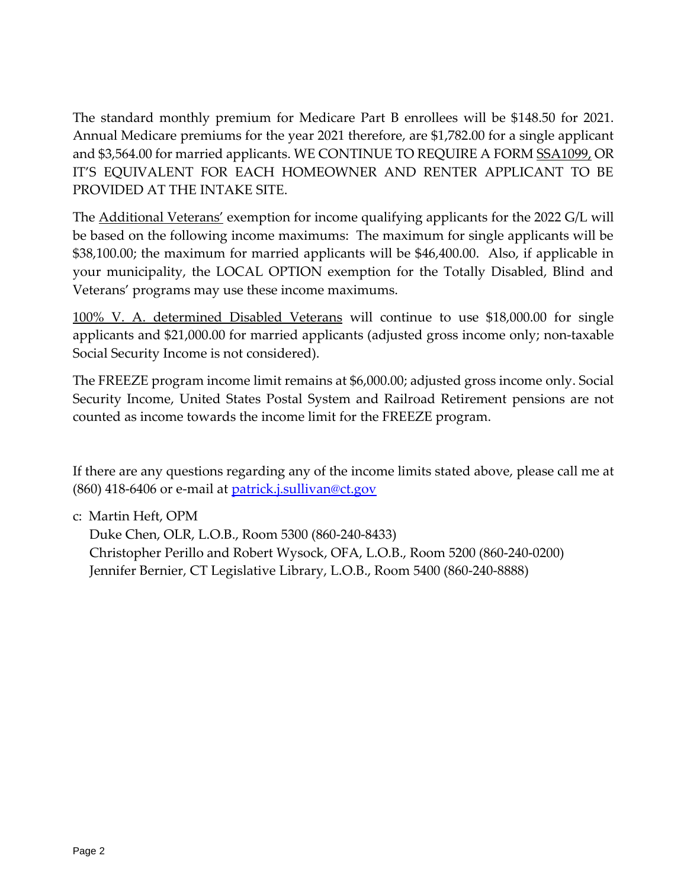The standard monthly premium for Medicare Part B enrollees will be $148.50 for 2021. Annual Medicare premiums for the year 2021 therefore, are $1,782.00 for a single applicant and $3,564.00 for married applicants. WE CONTINUE TO REQUIRE A FORM SSA1099, OR IT'S EQUIVALENT FOR EACH HOMEOWNER AND RENTER APPLICANT TO BE PROVIDED AT THE INTAKE SITE.

The Additional Veterans' exemption for income qualifying applicants for the 2022 G/L will be based on the following income maximums: The maximum for single applicants will be $38,100.00; the maximum for married applicants will be $46,400.00. Also, if applicable in your municipality, the LOCAL OPTION exemption for the Totally Disabled, Blind and Veterans' programs may use these income maximums.

100% V. A. determined Disabled Veterans will continue to use $18,000.00 for single applicants and $21,000.00 for married applicants (adjusted gross income only; non-taxable Social Security Income is not considered).

The FREEZE program income limit remains at $6,000.00; adjusted gross income only. Social Security Income, United States Postal System and Railroad Retirement pensions are not counted as income towards the income limit for the FREEZE program.

If there are any questions regarding any of the income limits stated above, please call me at (860) 418-6406 or e-mail at patrick.j.sullivan@ct.gov

c: Martin Heft, OPM
Duke Chen, OLR, L.O.B., Room 5300 (860-240-8433)
Christopher Perillo and Robert Wysock, OFA, L.O.B., Room 5200 (860-240-0200)
Jennifer Bernier, CT Legislative Library, L.O.B., Room 5400 (860-240-8888)